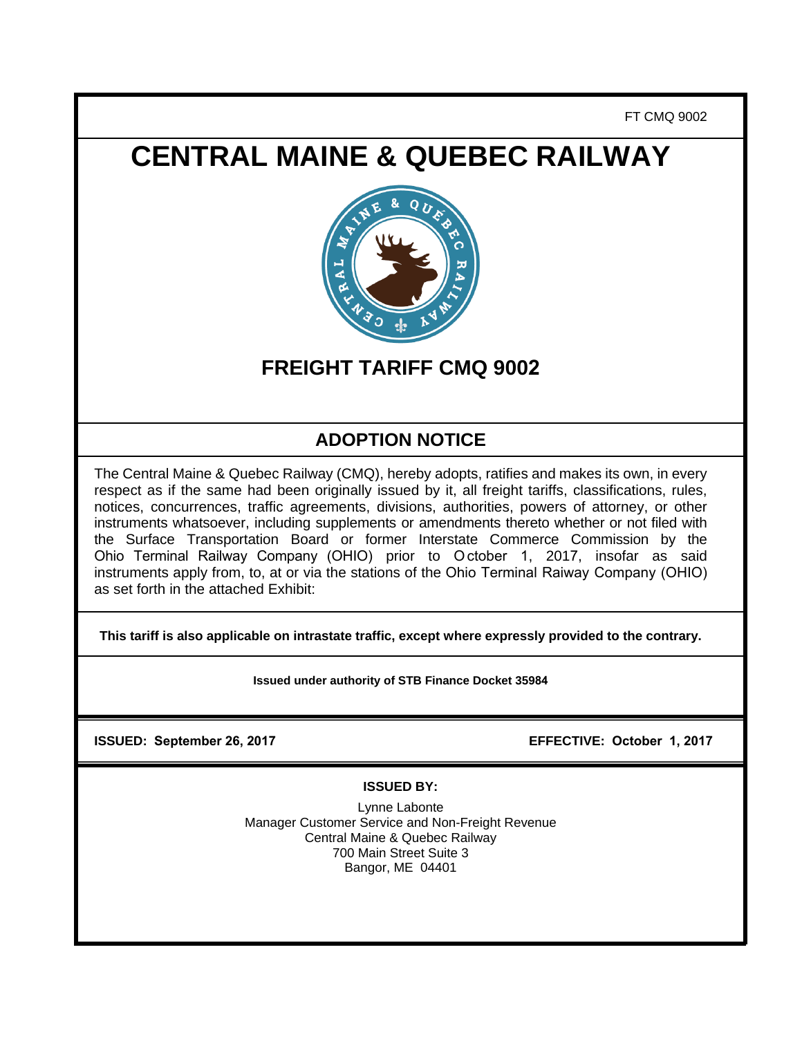FT CMQ 9002

# CENTRAL MAINE & QUEBEC RAILWAY

## FREIGHT TARIFF CMQ 9002

## ADOPTION NOTICE

The Central Maine & Quebec Railway (CMQ), hereby adopts, ratifies and makes its own, in every respect as if the same had been originally issued by it, all freight tariffs, classifications, rules, notices, concurrences, traffic agreements, divisions, authorities, powers of attorney, or other instruments whatsoever, including supplements or amendments thereto whether or not filed with the Surface Transportation Board or former Interstate Commerce Commission by the Ohio Terminal Railway Company (OHIO) prior to October 1, 2017, insofar as said instruments apply from, to, at or via the stations of the Ohio Terminal Raiway Company (OHIO) as set forth in the attached Exhibit:

**This tariff is also applicable on intrastate traffic, except where expressly provided to the contrary.**

**Issued under authority of STB Finance Docket 35984**

**ISSUED: September 26, 2017** **EFFECTIVE: October 1, 2017**

**ISSUED BY:**

Lynne Labonte
Manager Customer Service and Non-Freight Revenue
Central Maine & Quebec Railway
700 Main Street Suite 3
Bangor, ME 04401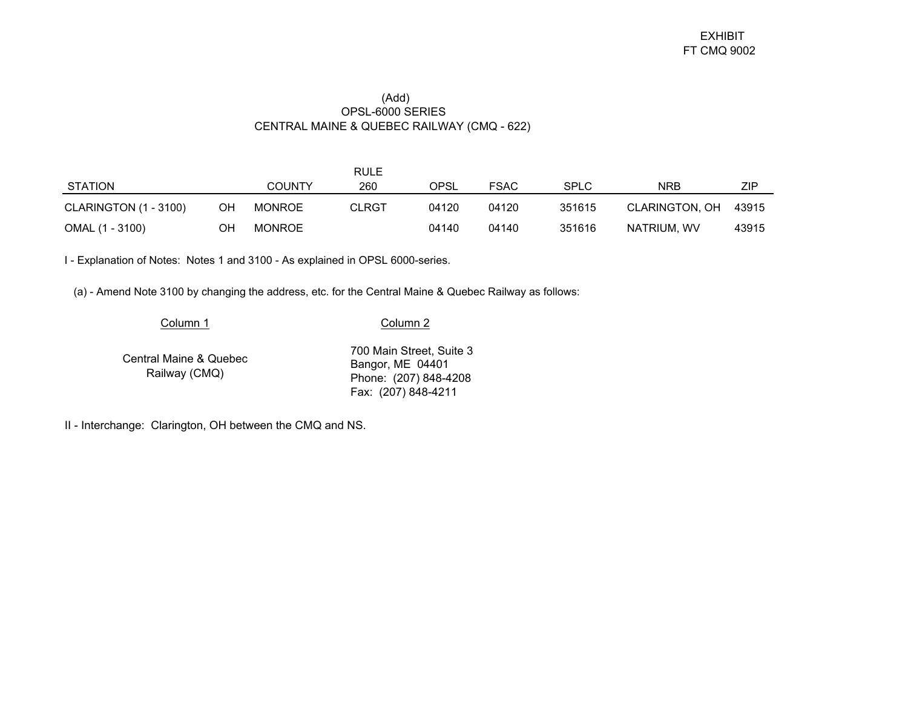EXHIBIT
FT CMQ 9002

(Add)
OPSL-6000 SERIES
CENTRAL MAINE & QUEBEC RAILWAY (CMQ - 622)

| STATION | | COUNTY | RULE 260 | OPSL | FSAC | SPLC | NRB | ZIP |
|---|---|---|---|---|---|---|---|---|
| CLARINGTON (1 - 3100) | OH | MONROE | CLRGT | 04120 | 04120 | 351615 | CLARINGTON, OH | 43915 |
| OMAL (1 - 3100) | OH | MONROE | | 04140 | 04140 | 351616 | NATRIUM, WV | 43915 |

I - Explanation of Notes: Notes 1 and 3100 - As explained in OPSL 6000-series.

(a) - Amend Note 3100 by changing the address, etc. for the Central Maine & Quebec Railway as follows:

| Column 1 | Column 2 |
|---|---|
| Central Maine & Quebec Railway (CMQ) | 700 Main Street, Suite 3<br>Bangor, ME 04401<br>Phone: (207) 848-4208<br>Fax: (207) 848-4211 |

II - Interchange: Clarington, OH between the CMQ and NS.